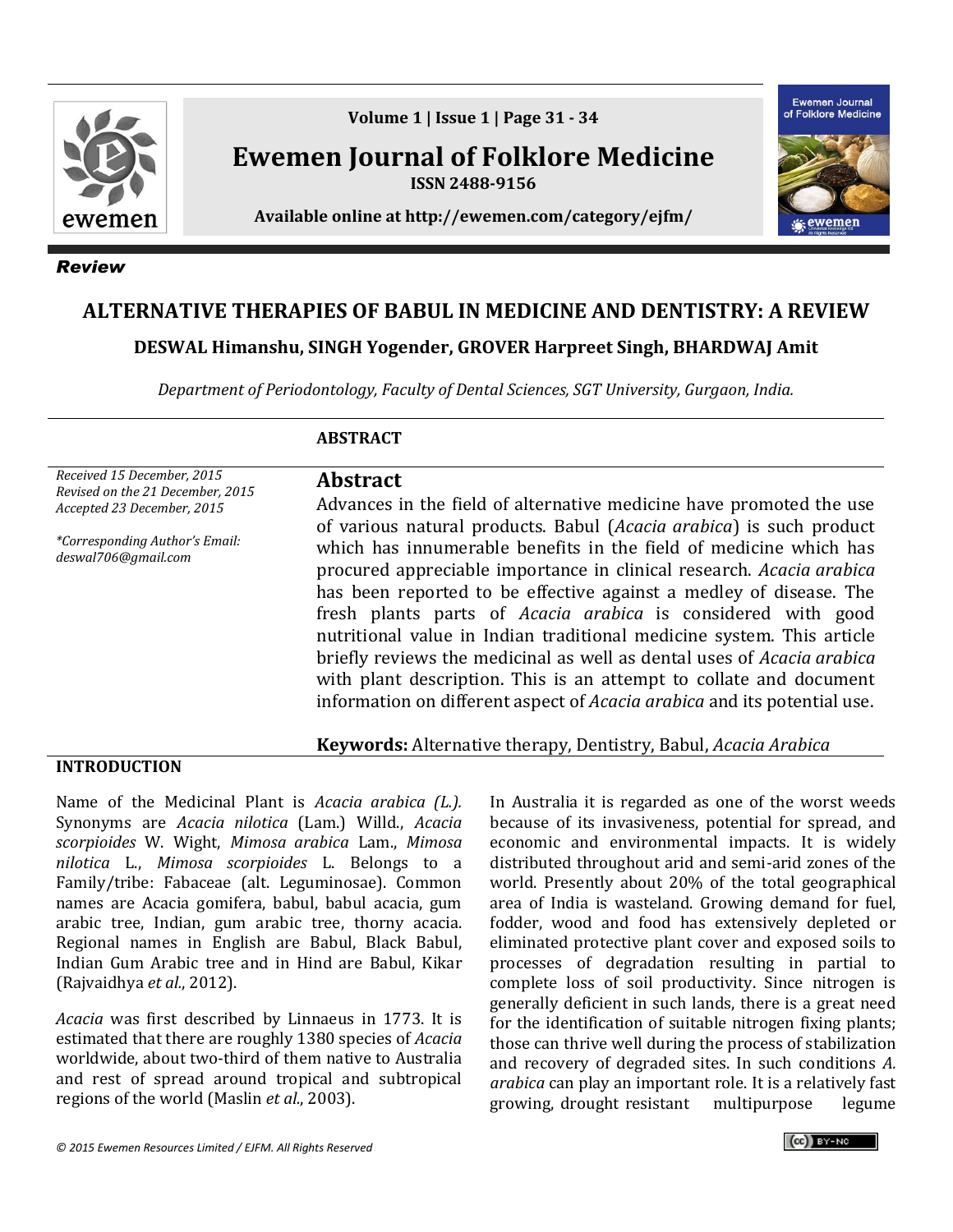*Review*

# ALTERNATIVE THERAPIES OF BABUL IN MEDICINE AND DENTISTRY: A REVIEW

**DESWAL Himanshu, SINGH Yogender, GROVER Harpreet Singh, BHARDWAJ Amit**

*Department of Periodontology, Faculty of Dental Sciences, SGT University, Gurgaon, India.*

*Received 15 December, 2015*
*Revised on the 21 December, 2015*
*Accepted 23 December, 2015*

*\*Corresponding Author's Email: deswal706@gmail.com*

## ABSTRACT

## Abstract

Advances in the field of alternative medicine have promoted the use of various natural products. Babul (*Acacia arabica*) is such product which has innumerable benefits in the field of medicine which has procured appreciable importance in clinical research. *Acacia arabica* has been reported to be effective against a medley of disease. The fresh plants parts of *Acacia arabica* is considered with good nutritional value in Indian traditional medicine system. This article briefly reviews the medicinal as well as dental uses of *Acacia arabica* with plant description. This is an attempt to collate and document information on different aspect of *Acacia arabica* and its potential use.

**Keywords:** Alternative therapy, Dentistry, Babul, *Acacia Arabica*

## INTRODUCTION

Name of the Medicinal Plant is *Acacia arabica (L.).* Synonyms are *Acacia nilotica* (Lam.) Willd., *Acacia scorpioides* W. Wight, *Mimosa arabica* Lam., *Mimosa nilotica* L., *Mimosa scorpioides* L. Belongs to a Family/tribe: Fabaceae (alt. Leguminosae). Common names are Acacia gomifera, babul, babul acacia, gum arabic tree, Indian, gum arabic tree, thorny acacia. Regional names in English are Babul, Black Babul, Indian Gum Arabic tree and in Hind are Babul, Kikar (Rajvaidhya *et al.*, 2012).

*Acacia* was first described by Linnaeus in 1773. It is estimated that there are roughly 1380 species of *Acacia* worldwide, about two-third of them native to Australia and rest of spread around tropical and subtropical regions of the world (Maslin *et al.*, 2003).

In Australia it is regarded as one of the worst weeds because of its invasiveness, potential for spread, and economic and environmental impacts. It is widely distributed throughout arid and semi-arid zones of the world. Presently about 20% of the total geographical area of India is wasteland. Growing demand for fuel, fodder, wood and food has extensively depleted or eliminated protective plant cover and exposed soils to processes of degradation resulting in partial to complete loss of soil productivity. Since nitrogen is generally deficient in such lands, there is a great need for the identification of suitable nitrogen fixing plants; those can thrive well during the process of stabilization and recovery of degraded sites. In such conditions *A. arabica* can play an important role. It is a relatively fast growing, drought resistant multipurpose legume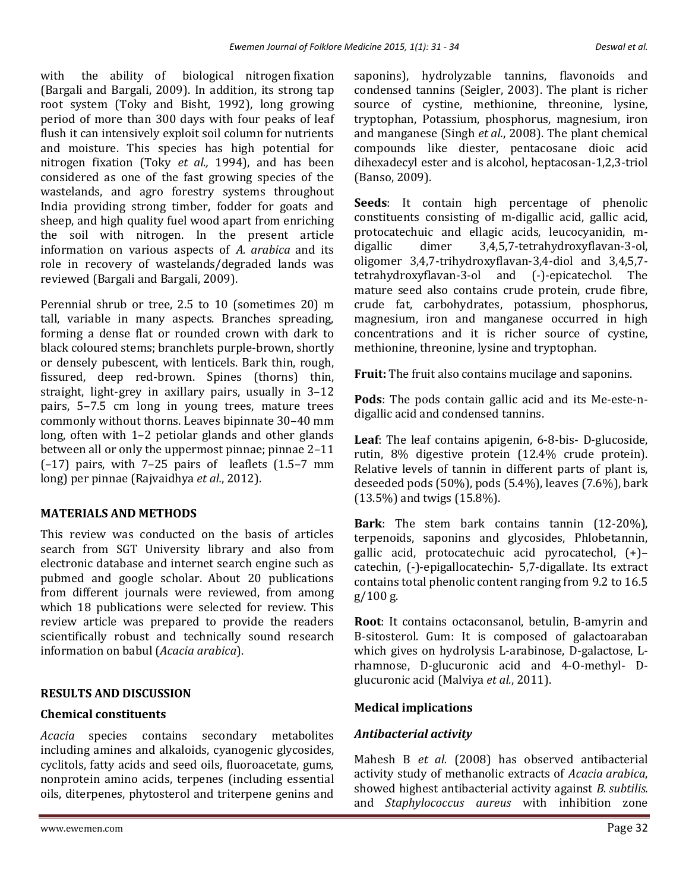with the ability of biological nitrogen fixation (Bargali and Bargali, 2009). In addition, its strong tap root system (Toky and Bisht, 1992), long growing period of more than 300 days with four peaks of leaf flush it can intensively exploit soil column for nutrients and moisture. This species has high potential for nitrogen fixation (Toky *et al.,* 1994), and has been considered as one of the fast growing species of the wastelands, and agro forestry systems throughout India providing strong timber, fodder for goats and sheep, and high quality fuel wood apart from enriching the soil with nitrogen. In the present article information on various aspects of *A. arabica* and its role in recovery of wastelands/degraded lands was reviewed (Bargali and Bargali, 2009).

Perennial shrub or tree, 2.5 to 10 (sometimes 20) m tall, variable in many aspects. Branches spreading, forming a dense flat or rounded crown with dark to black coloured stems; branchlets purple-brown, shortly or densely pubescent, with lenticels. Bark thin, rough, fissured, deep red-brown. Spines (thorns) thin, straight, light-grey in axillary pairs, usually in 3–12 pairs, 5–7.5 cm long in young trees, mature trees commonly without thorns. Leaves bipinnate 30–40 mm long, often with 1–2 petiolar glands and other glands between all or only the uppermost pinnae; pinnae 2–11 (–17) pairs, with 7–25 pairs of leaflets (1.5–7 mm long) per pinnae (Rajvaidhya *et al.*, 2012).

## MATERIALS AND METHODS

This review was conducted on the basis of articles search from SGT University library and also from electronic database and internet search engine such as pubmed and google scholar. About 20 publications from different journals were reviewed, from among which 18 publications were selected for review. This review article was prepared to provide the readers scientifically robust and technically sound research information on babul (*Acacia arabica*).

## RESULTS AND DISCUSSION

### Chemical constituents

*Acacia* species contains secondary metabolites including amines and alkaloids, cyanogenic glycosides, cyclitols, fatty acids and seed oils, fluoroacetate, gums, nonprotein amino acids, terpenes (including essential oils, diterpenes, phytosterol and triterpene genins and saponins), hydrolyzable tannins, flavonoids and condensed tannins (Seigler, 2003). The plant is richer source of cystine, methionine, threonine, lysine, tryptophan, Potassium, phosphorus, magnesium, iron and manganese (Singh *et al.*, 2008). The plant chemical compounds like diester, pentacosane dioic acid dihexadecyl ester and is alcohol, heptacosan-1,2,3-triol (Banso, 2009).

**Seeds**: It contain high percentage of phenolic constituents consisting of m-digallic acid, gallic acid, protocatechuic and ellagic acids, leucocyanidin, m-digallic dimer 3,4,5,7-tetrahydroxyflavan-3-ol, oligomer 3,4,7-trihydroxyflavan-3,4-diol and 3,4,5,7-tetrahydroxyflavan-3-ol and (-)-epicatechol. The mature seed also contains crude protein, crude fibre, crude fat, carbohydrates, potassium, phosphorus, magnesium, iron and manganese occurred in high concentrations and it is richer source of cystine, methionine, threonine, lysine and tryptophan.

**Fruit:** The fruit also contains mucilage and saponins.

**Pods**: The pods contain gallic acid and its Me-este-n-digallic acid and condensed tannins.

**Leaf**: The leaf contains apigenin, 6-8-bis- D-glucoside, rutin, 8% digestive protein (12.4% crude protein). Relative levels of tannin in different parts of plant is, deseeded pods (50%), pods (5.4%), leaves (7.6%), bark (13.5%) and twigs (15.8%).

**Bark**: The stem bark contains tannin (12-20%), terpenoids, saponins and glycosides, Phlobetannin, gallic acid, protocatechuic acid pyrocatechol, (+)–catechin, (-)-epigallocatechin- 5,7-digallate. Its extract contains total phenolic content ranging from 9.2 to 16.5 g/100 g.

**Root**: It contains octaconsanol, betulin, B-amyrin and B-sitosterol. Gum: It is composed of galactoaraban which gives on hydrolysis L-arabinose, D-galactose, L-rhamnose, D-glucuronic acid and 4-O-methyl- D-glucuronic acid (Malviya *et al.*, 2011).

### Medical implications

#### *Antibacterial activity*

Mahesh B *et al.* (2008) has observed antibacterial activity study of methanolic extracts of *Acacia arabica*, showed highest antibacterial activity against *B. subtilis.* and *Staphylococcus aureus* with inhibition zone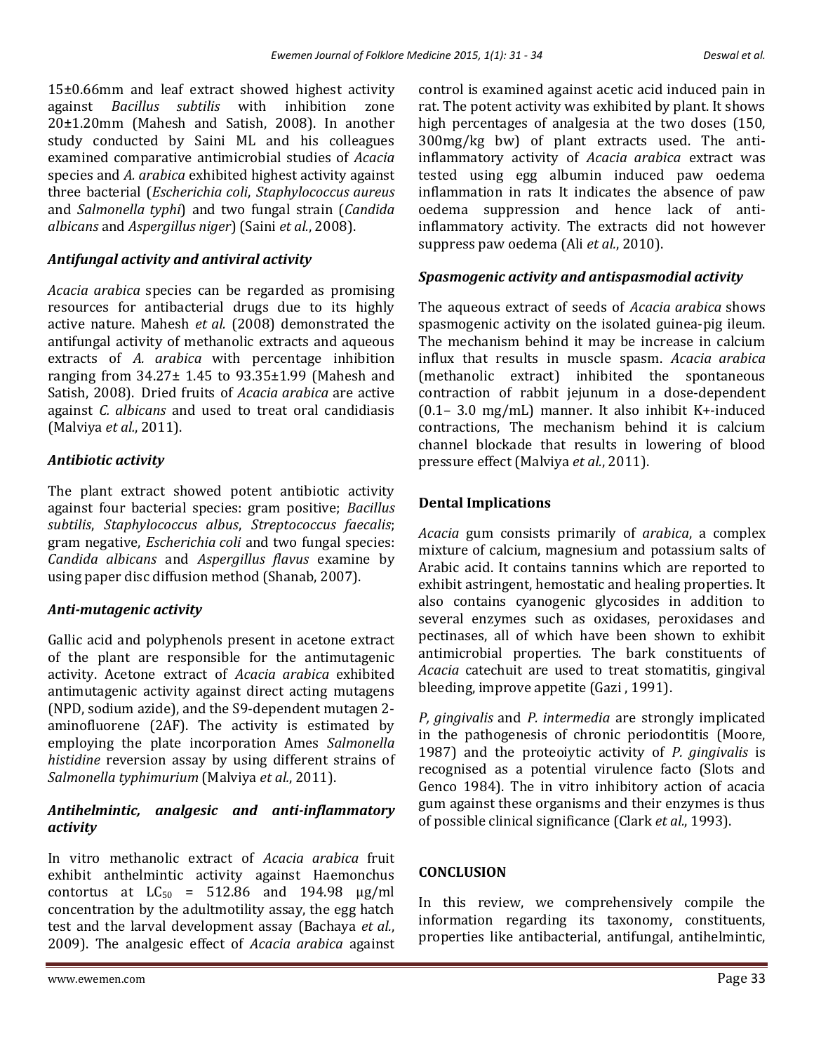15±0.66mm and leaf extract showed highest activity against *Bacillus subtilis* with inhibition zone 20±1.20mm (Mahesh and Satish, 2008). In another study conducted by Saini ML and his colleagues examined comparative antimicrobial studies of *Acacia* species and *A. arabica* exhibited highest activity against three bacterial (*Escherichia coli*, *Staphylococcus aureus* and *Salmonella typhi*) and two fungal strain (*Candida albicans* and *Aspergillus niger*) (Saini *et al.*, 2008).

### *Antifungal activity and antiviral activity*

*Acacia arabica* species can be regarded as promising resources for antibacterial drugs due to its highly active nature. Mahesh *et al.* (2008) demonstrated the antifungal activity of methanolic extracts and aqueous extracts of *A. arabica* with percentage inhibition ranging from 34.27± 1.45 to 93.35±1.99 (Mahesh and Satish, 2008). Dried fruits of *Acacia arabica* are active against *C. albicans* and used to treat oral candidiasis (Malviya *et al.*, 2011).

### *Antibiotic activity*

The plant extract showed potent antibiotic activity against four bacterial species: gram positive; *Bacillus subtilis*, *Staphylococcus albus*, *Streptococcus faecalis*; gram negative, *Escherichia coli* and two fungal species: *Candida albicans* and *Aspergillus flavus* examine by using paper disc diffusion method (Shanab, 2007).

### *Anti-mutagenic activity*

Gallic acid and polyphenols present in acetone extract of the plant are responsible for the antimutagenic activity. Acetone extract of *Acacia arabica* exhibited antimutagenic activity against direct acting mutagens (NPD, sodium azide), and the S9-dependent mutagen 2-aminofluorene (2AF). The activity is estimated by employing the plate incorporation Ames *Salmonella histidine* reversion assay by using different strains of *Salmonella typhimurium* (Malviya *et al.*, 2011).

### *Antihelmintic, analgesic and anti-inflammatory activity*

In vitro methanolic extract of *Acacia arabica* fruit exhibit anthelmintic activity against Haemonchus contortus at $LC_{50}$ = 512.86 and 194.98 μg/ml concentration by the adultmotility assay, the egg hatch test and the larval development assay (Bachaya *et al.*, 2009). The analgesic effect of *Acacia arabica* against control is examined against acetic acid induced pain in rat. The potent activity was exhibited by plant. It shows high percentages of analgesia at the two doses (150, 300mg/kg bw) of plant extracts used. The anti-inflammatory activity of *Acacia arabica* extract was tested using egg albumin induced paw oedema inflammation in rats It indicates the absence of paw oedema suppression and hence lack of anti-inflammatory activity. The extracts did not however suppress paw oedema (Ali *et al.*, 2010).

### *Spasmogenic activity and antispasmodial activity*

The aqueous extract of seeds of *Acacia arabica* shows spasmogenic activity on the isolated guinea-pig ileum. The mechanism behind it may be increase in calcium influx that results in muscle spasm. *Acacia arabica* (methanolic extract) inhibited the spontaneous contraction of rabbit jejunum in a dose-dependent (0.1– 3.0 mg/mL) manner. It also inhibit K+-induced contractions, The mechanism behind it is calcium channel blockade that results in lowering of blood pressure effect (Malviya *et al.*, 2011).

## Dental Implications

*Acacia* gum consists primarily of *arabica*, a complex mixture of calcium, magnesium and potassium salts of Arabic acid. It contains tannins which are reported to exhibit astringent, hemostatic and healing properties. It also contains cyanogenic glycosides in addition to several enzymes such as oxidases, peroxidases and pectinases, all of which have been shown to exhibit antimicrobial properties. The bark constituents of *Acacia* catechuit are used to treat stomatitis, gingival bleeding, improve appetite (Gazi , 1991).

*P, gingivalis* and *P. intermedia* are strongly implicated in the pathogenesis of chronic periodontitis (Moore, 1987) and the proteoiytic activity of *P. gingivalis* is recognised as a potential virulence facto (Slots and Genco 1984). The in vitro inhibitory action of acacia gum against these organisms and their enzymes is thus of possible clinical significance (Clark *et al.*, 1993).

## CONCLUSION

In this review, we comprehensively compile the information regarding its taxonomy, constituents, properties like antibacterial, antifungal, antihelmintic,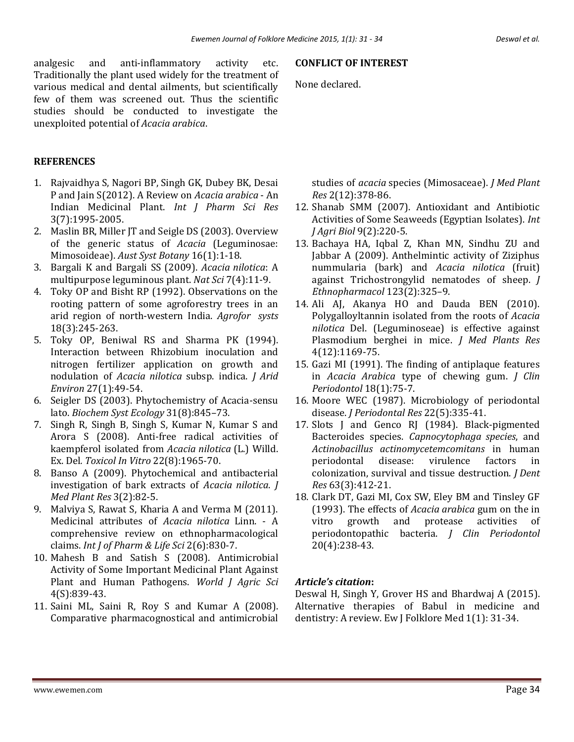analgesic and anti-inflammatory activity etc. Traditionally the plant used widely for the treatment of various medical and dental ailments, but scientifically few of them was screened out. Thus the scientific studies should be conducted to investigate the unexploited potential of *Acacia arabica*.

## CONFLICT OF INTEREST

None declared.

## REFERENCES

1. Rajvaidhya S, Nagori BP, Singh GK, Dubey BK, Desai P and Jain S(2012). A Review on *Acacia arabica* - An Indian Medicinal Plant. *Int J Pharm Sci Res* 3(7):1995-2005.
2. Maslin BR, Miller JT and Seigle DS (2003). Overview of the generic status of *Acacia* (Leguminosae: Mimosoideae). *Aust Syst Botany* 16(1):1-18.
3. Bargali K and Bargali SS (2009). *Acacia nilotica*: A multipurpose leguminous plant. *Nat Sci* 7(4):11-9.
4. Toky OP and Bisht RP (1992). Observations on the rooting pattern of some agroforestry trees in an arid region of north-western India. *Agrofor systs* 18(3):245-263.
5. Toky OP, Beniwal RS and Sharma PK (1994). Interaction between Rhizobium inoculation and nitrogen fertilizer application on growth and nodulation of *Acacia nilotica* subsp. indica. *J Arid Environ* 27(1):49-54.
6. Seigler DS (2003). Phytochemistry of Acacia-sensu lato. *Biochem Syst Ecology* 31(8):845–73.
7. Singh R, Singh B, Singh S, Kumar N, Kumar S and Arora S (2008). Anti-free radical activities of kaempferol isolated from *Acacia nilotica* (L.) Willd. Ex. Del. *Toxicol In Vitro* 22(8):1965-70.
8. Banso A (2009). Phytochemical and antibacterial investigation of bark extracts of *Acacia nilotica*. *J Med Plant Res* 3(2):82-5.
9. Malviya S, Rawat S, Kharia A and Verma M (2011). Medicinal attributes of *Acacia nilotica* Linn. - A comprehensive review on ethnopharmacological claims. *Int J of Pharm & Life Sci* 2(6):830-7.
10. Mahesh B and Satish S (2008). Antimicrobial Activity of Some Important Medicinal Plant Against Plant and Human Pathogens. *World J Agric Sci* 4(S):839-43.
11. Saini ML, Saini R, Roy S and Kumar A (2008). Comparative pharmacognostical and antimicrobial studies of *acacia* species (Mimosaceae). *J Med Plant Res* 2(12):378-86.
12. Shanab SMM (2007). Antioxidant and Antibiotic Activities of Some Seaweeds (Egyptian Isolates). *Int J Agri Biol* 9(2):220-5.
13. Bachaya HA, Iqbal Z, Khan MN, Sindhu ZU and Jabbar A (2009). Anthelmintic activity of Ziziphus nummularia (bark) and *Acacia nilotica* (fruit) against Trichostrongylid nematodes of sheep. *J Ethnopharmacol* 123(2):325–9.
14. Ali AJ, Akanya HO and Dauda BEN (2010). Polygalloyltannin isolated from the roots of *Acacia nilotica* Del. (Leguminoseae) is effective against Plasmodium berghei in mice. *J Med Plants Res* 4(12):1169-75.
15. Gazi MI (1991). The finding of antiplaque features in *Acacia Arabica* type of chewing gum. *J Clin Periodontol* 18(1):75-7.
16. Moore WEC (1987). Microbiology of periodontal disease. *J Periodontal Res* 22(5):335-41.
17. Slots J and Genco RJ (1984). Black-pigmented Bacteroides species. *Capnocytophaga species*, and *Actinobacillus actinomycetemcomitans* in human periodontal disease: virulence factors in colonization, survival and tissue destruction. *J Dent Res* 63(3):412-21.
18. Clark DT, Gazi MI, Cox SW, Eley BM and Tinsley GF (1993). The effects of *Acacia arabica* gum on the in vitro growth and protease activities of periodontopathic bacteria. *J Clin Periodontol* 20(4):238-43.

***Article's citation*:**

Deswal H, Singh Y, Grover HS and Bhardwaj A (2015). Alternative therapies of Babul in medicine and dentistry: A review. Ew J Folklore Med 1(1): 31-34.